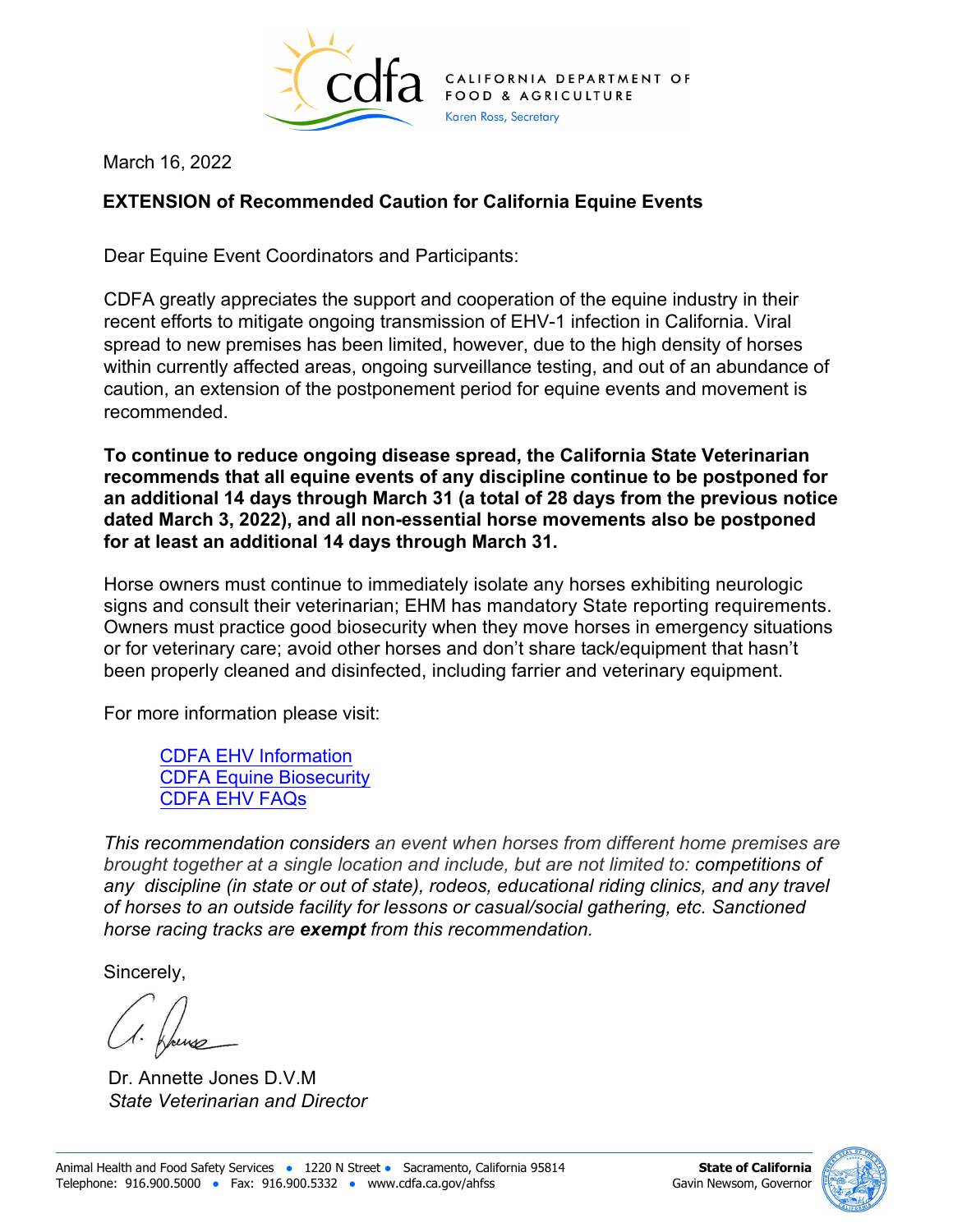CALIFORNIA DEPARTMENT OF FOOD & AGRICULTURE
Karen Ross, Secretary

March 16, 2022

**EXTENSION of Recommended Caution for California Equine Events**

Dear Equine Event Coordinators and Participants:

CDFA greatly appreciates the support and cooperation of the equine industry in their recent efforts to mitigate ongoing transmission of EHV-1 infection in California. Viral spread to new premises has been limited, however, due to the high density of horses within currently affected areas, ongoing surveillance testing, and out of an abundance of caution, an extension of the postponement period for equine events and movement is recommended.

**To continue to reduce ongoing disease spread, the California State Veterinarian recommends that all equine events of any discipline continue to be postponed for an additional 14 days through March 31 (a total of 28 days from the previous notice dated March 3, 2022), and all non-essential horse movements also be postponed for at least an additional 14 days through March 31.**

Horse owners must continue to immediately isolate any horses exhibiting neurologic signs and consult their veterinarian; EHM has mandatory State reporting requirements. Owners must practice good biosecurity when they move horses in emergency situations or for veterinary care; avoid other horses and don't share tack/equipment that hasn't been properly cleaned and disinfected, including farrier and veterinary equipment.

For more information please visit:

- [CDFA EHV Information]
- [CDFA Equine Biosecurity]
- [CDFA EHV FAQs]

*This recommendation considers an event when horses from different home premises are brought together at a single location and include, but are not limited to: competitions of any discipline (in state or out of state), rodeos, educational riding clinics, and any travel of horses to an outside facility for lessons or casual/social gathering, etc. Sanctioned horse racing tracks are **exempt** from this recommendation.*

Sincerely,

Dr. Annette Jones D.V.M
*State Veterinarian and Director*

Animal Health and Food Safety Services • 1220 N Street • Sacramento, California 95814
Telephone: 916.900.5000 • Fax: 916.900.5332 • www.cdfa.ca.gov/ahfss

**State of California**
Gavin Newsom, Governor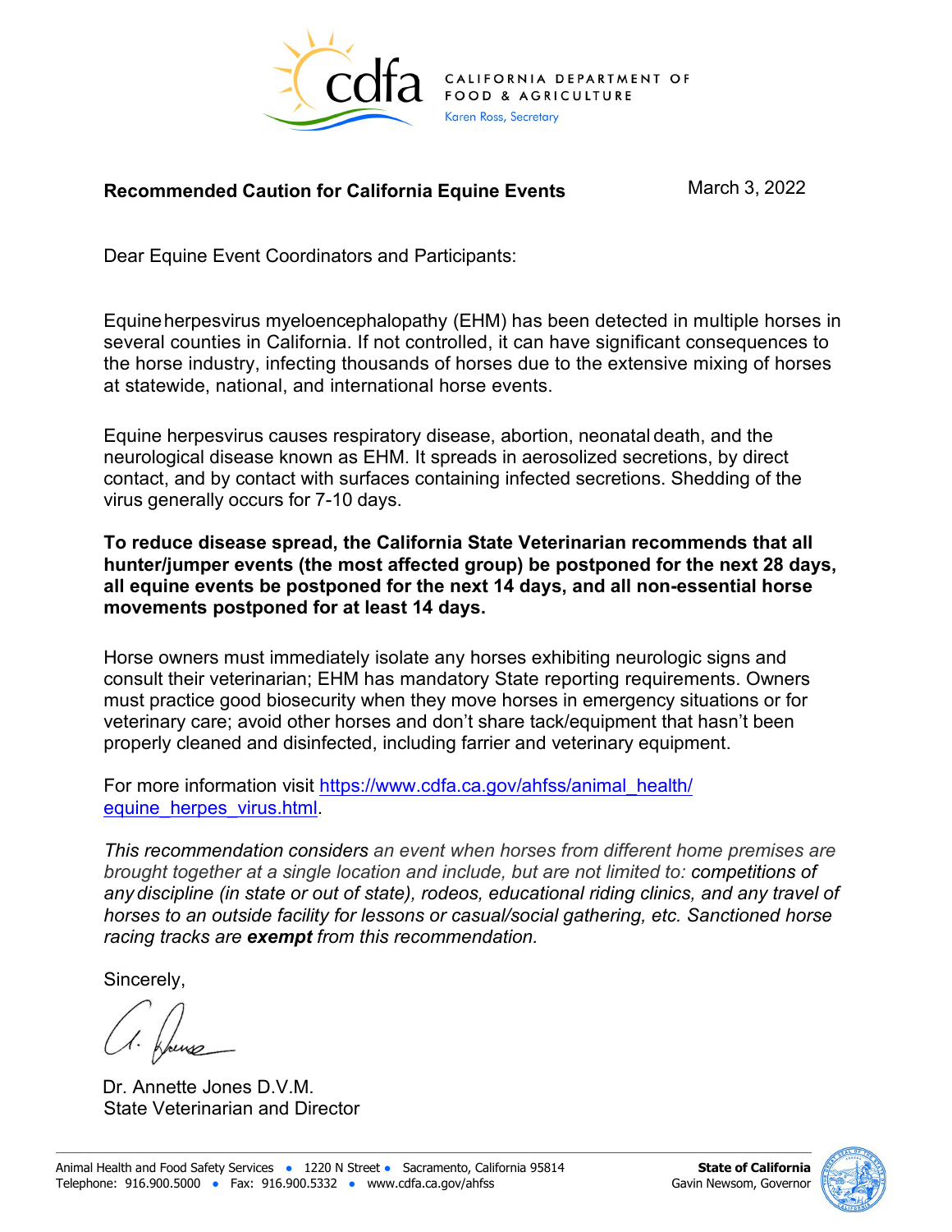CALIFORNIA DEPARTMENT OF FOOD & AGRICULTURE
Karen Ross, Secretary

**Recommended Caution for California Equine Events**

March 3, 2022

Dear Equine Event Coordinators and Participants:

Equine herpesvirus myeloencephalopathy (EHM) has been detected in multiple horses in several counties in California. If not controlled, it can have significant consequences to the horse industry, infecting thousands of horses due to the extensive mixing of horses at statewide, national, and international horse events.

Equine herpesvirus causes respiratory disease, abortion, neonatal death, and the neurological disease known as EHM. It spreads in aerosolized secretions, by direct contact, and by contact with surfaces containing infected secretions. Shedding of the virus generally occurs for 7-10 days.

**To reduce disease spread, the California State Veterinarian recommends that all hunter/jumper events (the most affected group) be postponed for the next 28 days, all equine events be postponed for the next 14 days, and all non-essential horse movements postponed for at least 14 days.**

Horse owners must immediately isolate any horses exhibiting neurologic signs and consult their veterinarian; EHM has mandatory State reporting requirements. Owners must practice good biosecurity when they move horses in emergency situations or for veterinary care; avoid other horses and don't share tack/equipment that hasn't been properly cleaned and disinfected, including farrier and veterinary equipment.

For more information visit [https://www.cdfa.ca.gov/ahfss/animal_health/equine_herpes_virus.html](https://www.cdfa.ca.gov/ahfss/animal_health/equine_herpes_virus.html).

*This recommendation considers an event when horses from different home premises are brought together at a single location and include, but are not limited to: competitions of any discipline (in state or out of state), rodeos, educational riding clinics, and any travel of horses to an outside facility for lessons or casual/social gathering, etc. Sanctioned horse racing tracks are* ***exempt*** *from this recommendation.*

Sincerely,

Dr. Annette Jones D.V.M.
State Veterinarian and Director

Animal Health and Food Safety Services • 1220 N Street • Sacramento, California 95814
Telephone: 916.900.5000 • Fax: 916.900.5332 • www.cdfa.ca.gov/ahfss

**State of California**
Gavin Newsom, Governor